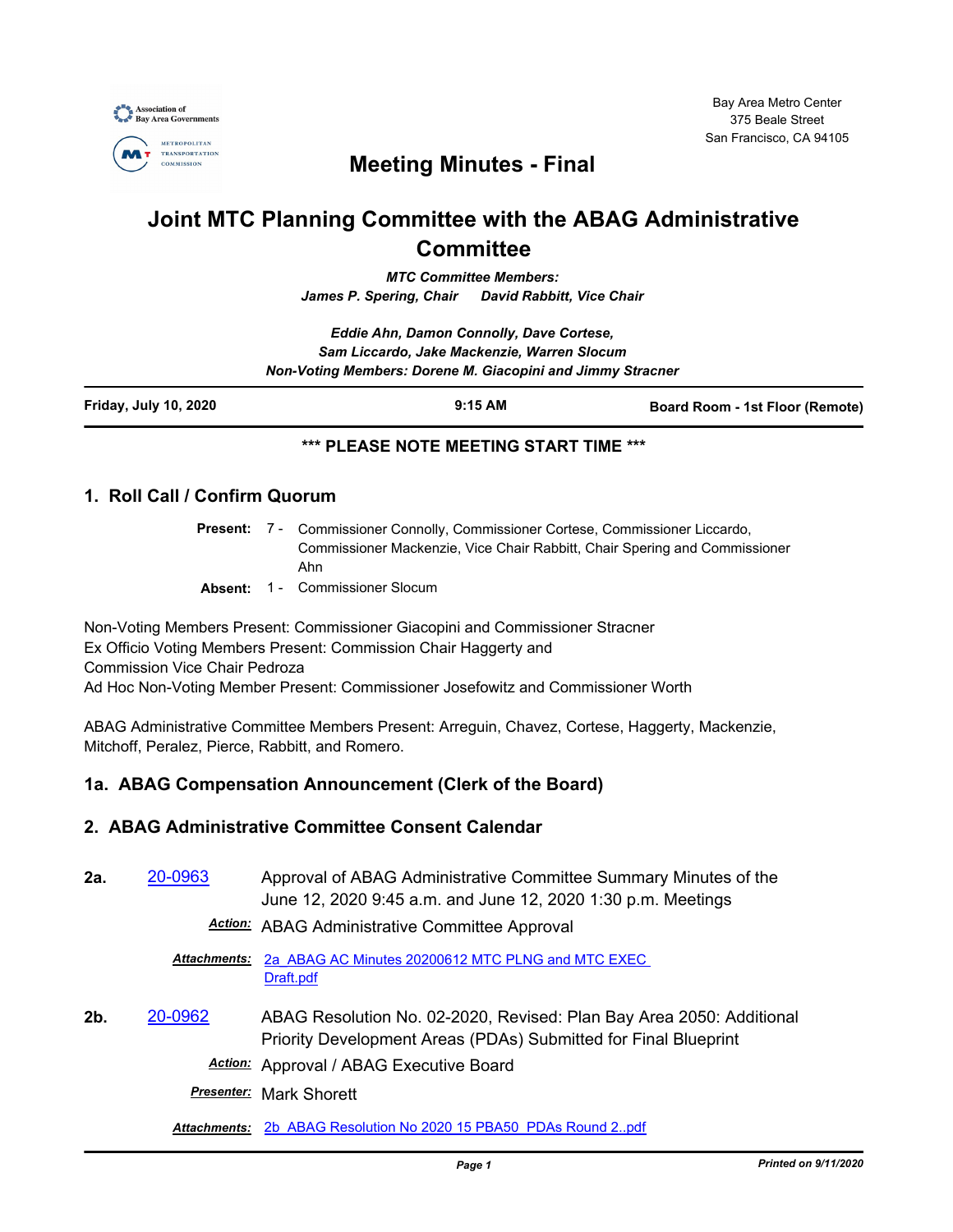Bay Area Metro Center
375 Beale Street
San Francisco, CA 94105

# Meeting Minutes - Final

# Joint MTC Planning Committee with the ABAG Administrative Committee

*MTC Committee Members:*
*James P. Spering, Chair David Rabbitt, Vice Chair*

*Eddie Ahn, Damon Connolly, Dave Cortese,*
*Sam Liccardo, Jake Mackenzie, Warren Slocum*
*Non-Voting Members: Dorene M. Giacopini and Jimmy Stracner*

**Friday, July 10, 2020** **9:15 AM** **Board Room - 1st Floor (Remote)**

**\*\*\* PLEASE NOTE MEETING START TIME \*\*\***

## 1. Roll Call / Confirm Quorum

**Present:** 7 - Commissioner Connolly, Commissioner Cortese, Commissioner Liccardo, Commissioner Mackenzie, Vice Chair Rabbitt, Chair Spering and Commissioner Ahn

**Absent:** 1 - Commissioner Slocum

Non-Voting Members Present: Commissioner Giacopini and Commissioner Stracner
Ex Officio Voting Members Present: Commission Chair Haggerty and Commission Vice Chair Pedroza
Ad Hoc Non-Voting Member Present: Commissioner Josefowitz and Commissioner Worth

ABAG Administrative Committee Members Present: Arreguin, Chavez, Cortese, Haggerty, Mackenzie, Mitchoff, Peralez, Pierce, Rabbitt, and Romero.

## 1a. ABAG Compensation Announcement (Clerk of the Board)

## 2. ABAG Administrative Committee Consent Calendar

**2a.** 20-0963 Approval of ABAG Administrative Committee Summary Minutes of the June 12, 2020 9:45 a.m. and June 12, 2020 1:30 p.m. Meetings

***Action:*** ABAG Administrative Committee Approval

***Attachments:*** 2a ABAG AC Minutes 20200612 MTC PLNG and MTC EXEC Draft.pdf

**2b.** 20-0962 ABAG Resolution No. 02-2020, Revised: Plan Bay Area 2050: Additional Priority Development Areas (PDAs) Submitted for Final Blueprint

***Action:*** Approval / ABAG Executive Board

***Presenter:*** Mark Shorett

***Attachments:*** 2b ABAG Resolution No 2020 15 PBA50 PDAs Round 2..pdf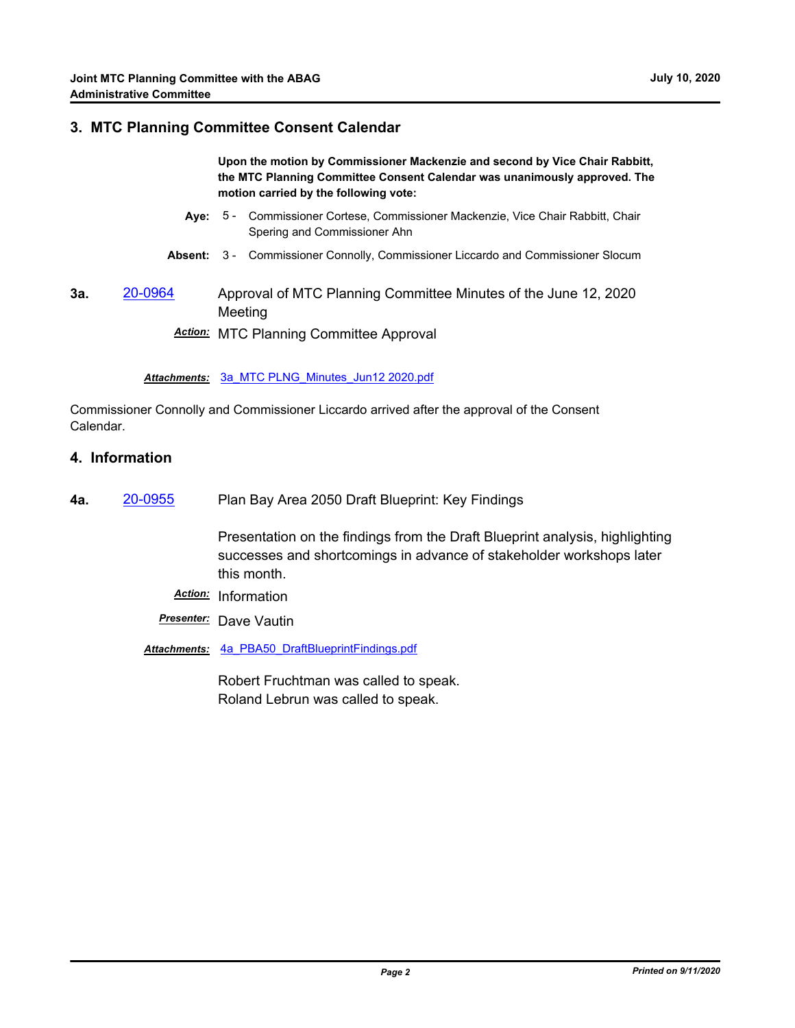## 3. MTC Planning Committee Consent Calendar

**Upon the motion by Commissioner Mackenzie and second by Vice Chair Rabbitt, the MTC Planning Committee Consent Calendar was unanimously approved. The motion carried by the following vote:**

**Aye:** 5 - Commissioner Cortese, Commissioner Mackenzie, Vice Chair Rabbitt, Chair Spering and Commissioner Ahn

**Absent:** 3 - Commissioner Connolly, Commissioner Liccardo and Commissioner Slocum

**3a.** 20-0964 Approval of MTC Planning Committee Minutes of the June 12, 2020 Meeting

***Action:*** MTC Planning Committee Approval

***Attachments:*** 3a_MTC PLNG_Minutes_Jun12 2020.pdf

Commissioner Connolly and Commissioner Liccardo arrived after the approval of the Consent Calendar.

## 4. Information

**4a.** 20-0955 Plan Bay Area 2050 Draft Blueprint: Key Findings

Presentation on the findings from the Draft Blueprint analysis, highlighting successes and shortcomings in advance of stakeholder workshops later this month.

***Action:*** Information

***Presenter:*** Dave Vautin

***Attachments:*** 4a_PBA50_DraftBlueprintFindings.pdf

Robert Fruchtman was called to speak.
Roland Lebrun was called to speak.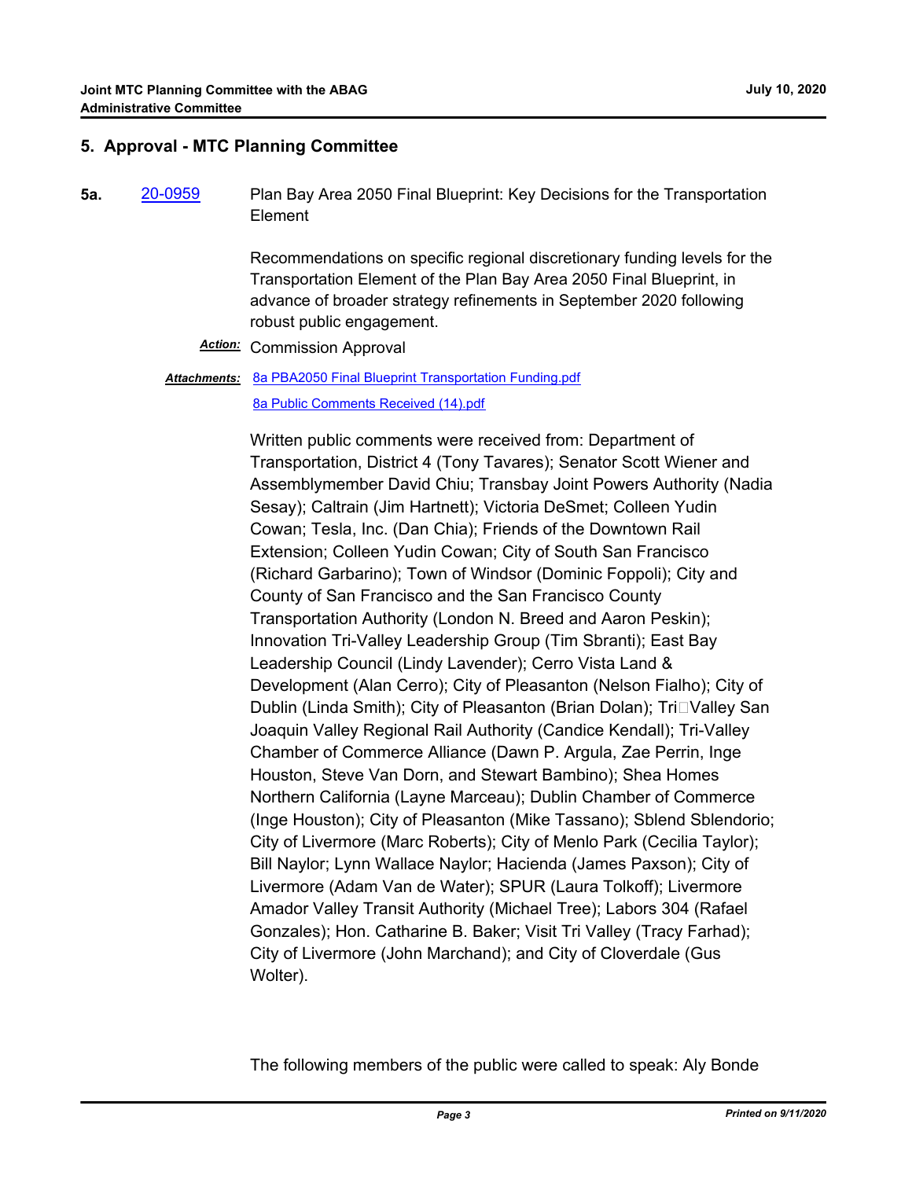## 5. Approval - MTC Planning Committee

**5a.** [20-0959](20-0959) Plan Bay Area 2050 Final Blueprint: Key Decisions for the Transportation Element

Recommendations on specific regional discretionary funding levels for the Transportation Element of the Plan Bay Area 2050 Final Blueprint, in advance of broader strategy refinements in September 2020 following robust public engagement.

***Action:*** Commission Approval

***Attachments:*** 8a PBA2050 Final Blueprint Transportation Funding.pdf
8a Public Comments Received (14).pdf

Written public comments were received from: Department of Transportation, District 4 (Tony Tavares); Senator Scott Wiener and Assemblymember David Chiu; Transbay Joint Powers Authority (Nadia Sesay); Caltrain (Jim Hartnett); Victoria DeSmet; Colleen Yudin Cowan; Tesla, Inc. (Dan Chia); Friends of the Downtown Rail Extension; Colleen Yudin Cowan; City of South San Francisco (Richard Garbarino); Town of Windsor (Dominic Foppoli); City and County of San Francisco and the San Francisco County Transportation Authority (London N. Breed and Aaron Peskin); Innovation Tri-Valley Leadership Group (Tim Sbranti); East Bay Leadership Council (Lindy Lavender); Cerro Vista Land & Development (Alan Cerro); City of Pleasanton (Nelson Fialho); City of Dublin (Linda Smith); City of Pleasanton (Brian Dolan); Tri-Valley San Joaquin Valley Regional Rail Authority (Candice Kendall); Tri-Valley Chamber of Commerce Alliance (Dawn P. Argula, Zae Perrin, Inge Houston, Steve Van Dorn, and Stewart Bambino); Shea Homes Northern California (Layne Marceau); Dublin Chamber of Commerce (Inge Houston); City of Pleasanton (Mike Tassano); Sblend Sblendorio; City of Livermore (Marc Roberts); City of Menlo Park (Cecilia Taylor); Bill Naylor; Lynn Wallace Naylor; Hacienda (James Paxson); City of Livermore (Adam Van de Water); SPUR (Laura Tolkoff); Livermore Amador Valley Transit Authority (Michael Tree); Labors 304 (Rafael Gonzales); Hon. Catharine B. Baker; Visit Tri Valley (Tracy Farhad); City of Livermore (John Marchand); and City of Cloverdale (Gus Wolter).

The following members of the public were called to speak: Aly Bonde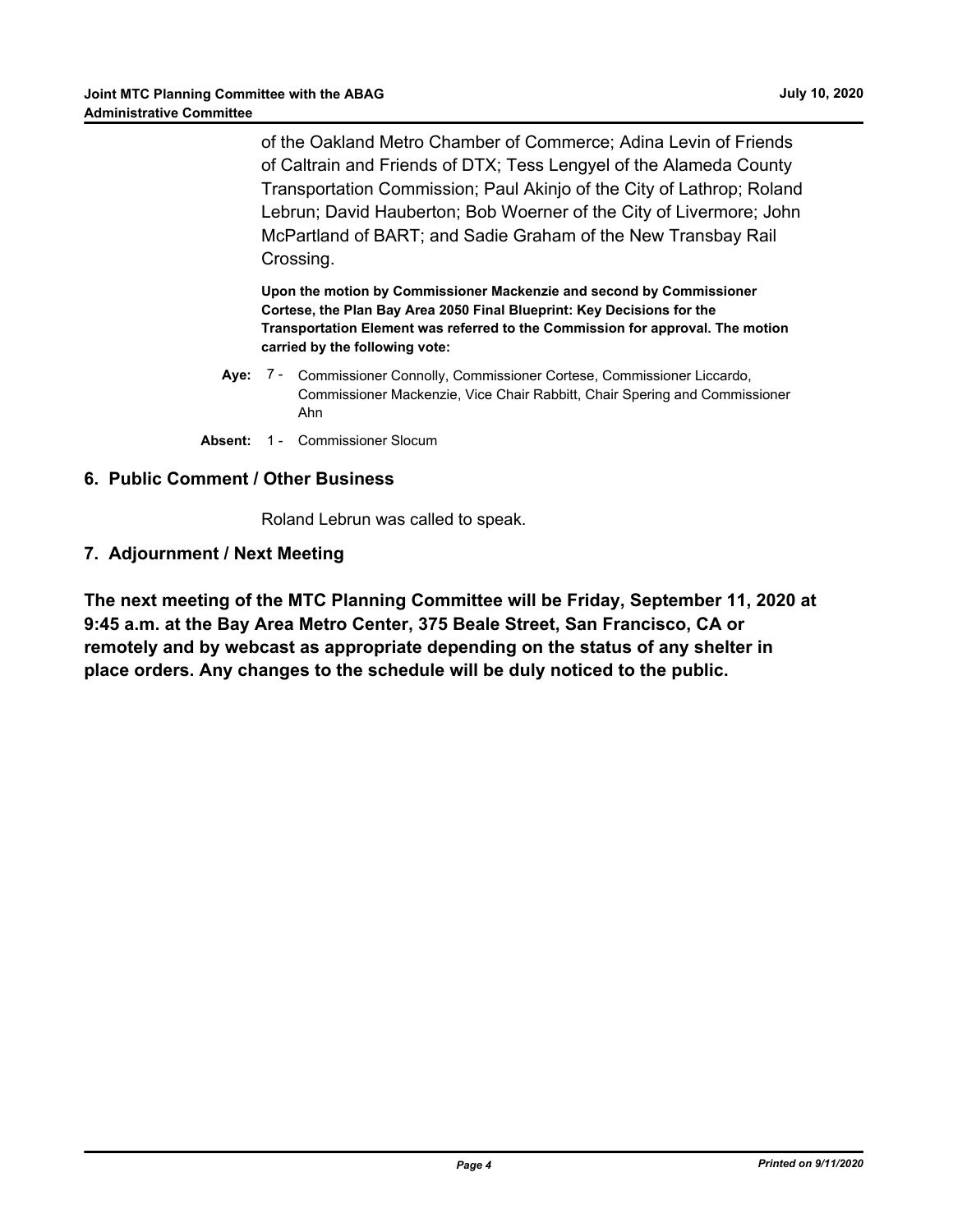of the Oakland Metro Chamber of Commerce; Adina Levin of Friends of Caltrain and Friends of DTX; Tess Lengyel of the Alameda County Transportation Commission; Paul Akinjo of the City of Lathrop; Roland Lebrun; David Hauberton; Bob Woerner of the City of Livermore; John McPartland of BART; and Sadie Graham of the New Transbay Rail Crossing.

**Upon the motion by Commissioner Mackenzie and second by Commissioner Cortese, the Plan Bay Area 2050 Final Blueprint: Key Decisions for the Transportation Element was referred to the Commission for approval. The motion carried by the following vote:**

**Aye:** 7 - Commissioner Connolly, Commissioner Cortese, Commissioner Liccardo, Commissioner Mackenzie, Vice Chair Rabbitt, Chair Spering and Commissioner Ahn

**Absent:** 1 - Commissioner Slocum

## 6. Public Comment / Other Business

Roland Lebrun was called to speak.

## 7. Adjournment / Next Meeting

**The next meeting of the MTC Planning Committee will be Friday, September 11, 2020 at 9:45 a.m. at the Bay Area Metro Center, 375 Beale Street, San Francisco, CA or remotely and by webcast as appropriate depending on the status of any shelter in place orders. Any changes to the schedule will be duly noticed to the public.**